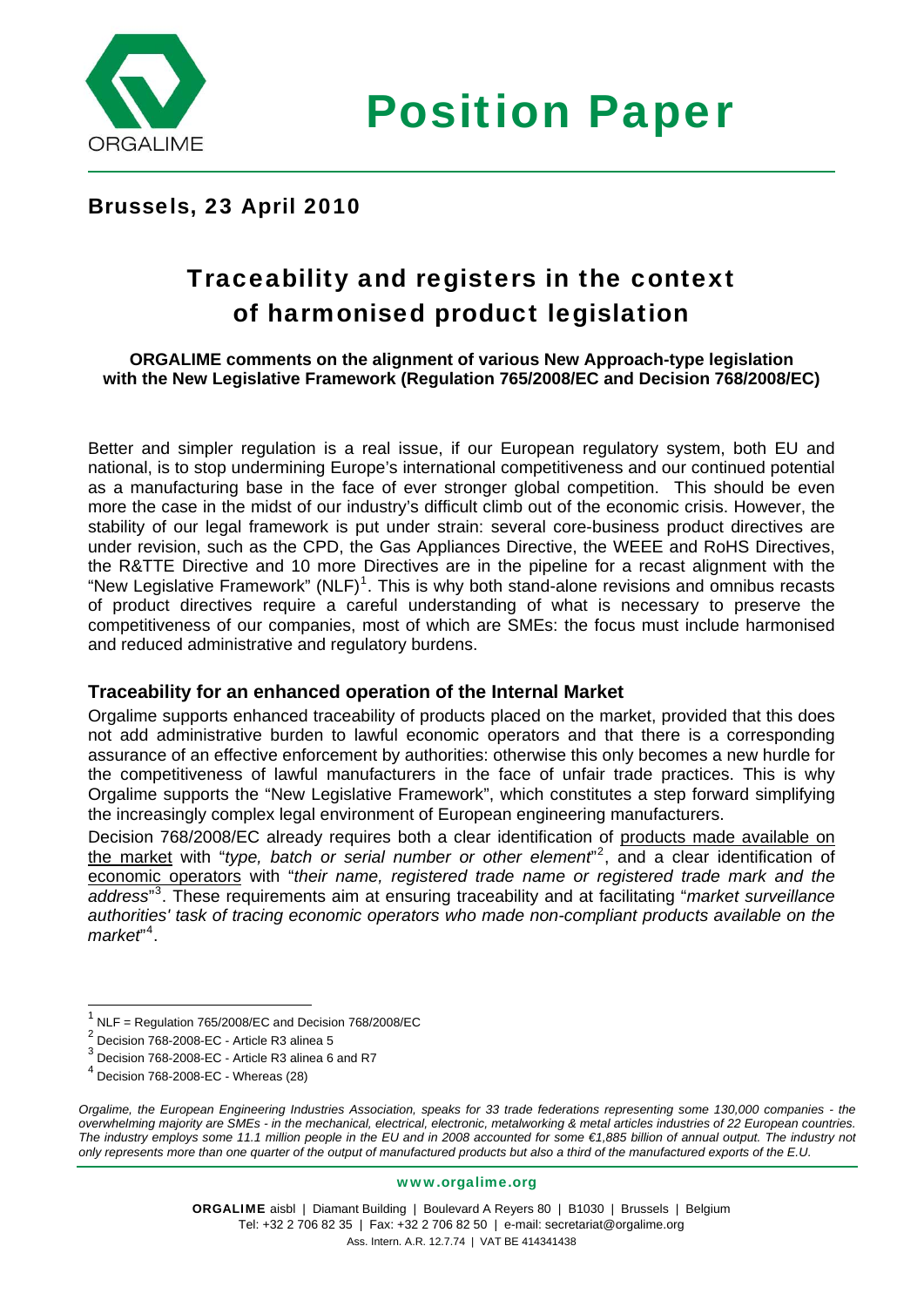# Position Paper

## Brussels, 23 April 2010

# Traceability and registers in the context of harmonised product legislation

**ORGALIME comments on the alignment of various New Approach-type legislation with the New Legislative Framework (Regulation 765/2008/EC and Decision 768/2008/EC)**

Better and simpler regulation is a real issue, if our European regulatory system, both EU and national, is to stop undermining Europe's international competitiveness and our continued potential as a manufacturing base in the face of ever stronger global competition. This should be even more the case in the midst of our industry's difficult climb out of the economic crisis. However, the stability of our legal framework is put under strain: several core-business product directives are under revision, such as the CPD, the Gas Appliances Directive, the WEEE and RoHS Directives, the R&TTE Directive and 10 more Directives are in the pipeline for a recast alignment with the "New Legislative Framework" (NLF)[1]. This is why both stand-alone revisions and omnibus recasts of product directives require a careful understanding of what is necessary to preserve the competitiveness of our companies, most of which are SMEs: the focus must include harmonised and reduced administrative and regulatory burdens.

### Traceability for an enhanced operation of the Internal Market

Orgalime supports enhanced traceability of products placed on the market, provided that this does not add administrative burden to lawful economic operators and that there is a corresponding assurance of an effective enforcement by authorities: otherwise this only becomes a new hurdle for the competitiveness of lawful manufacturers in the face of unfair trade practices. This is why Orgalime supports the "New Legislative Framework", which constitutes a step forward simplifying the increasingly complex legal environment of European engineering manufacturers.

Decision 768/2008/EC already requires both a clear identification of products made available on the market with "*type, batch or serial number or other element*"[2], and a clear identification of economic operators with "*their name, registered trade name or registered trade mark and the address*"[3]. These requirements aim at ensuring traceability and at facilitating "*market surveillance authorities' task of tracing economic operators who made non-compliant products available on the market*"[4].

[1] NLF = Regulation 765/2008/EC and Decision 768/2008/EC

[2] Decision 768-2008-EC - Article R3 alinea 5

[3] Decision 768-2008-EC - Article R3 alinea 6 and R7

[4] Decision 768-2008-EC - Whereas (28)

*Orgalime, the European Engineering Industries Association, speaks for 33 trade federations representing some 130,000 companies - the overwhelming majority are SMEs - in the mechanical, electrical, electronic, metalworking & metal articles industries of 22 European countries. The industry employs some 11.1 million people in the EU and in 2008 accounted for some €1,885 billion of annual output. The industry not only represents more than one quarter of the output of manufactured products but also a third of the manufactured exports of the E.U.*

www.orgalime.org

**ORGALIME** aisbl | Diamant Building | Boulevard A Reyers 80 | B1030 | Brussels | Belgium
Tel: +32 2 706 82 35 | Fax: +32 2 706 82 50 | e-mail: secretariat@orgalime.org
Ass. Intern. A.R. 12.7.74 | VAT BE 414341438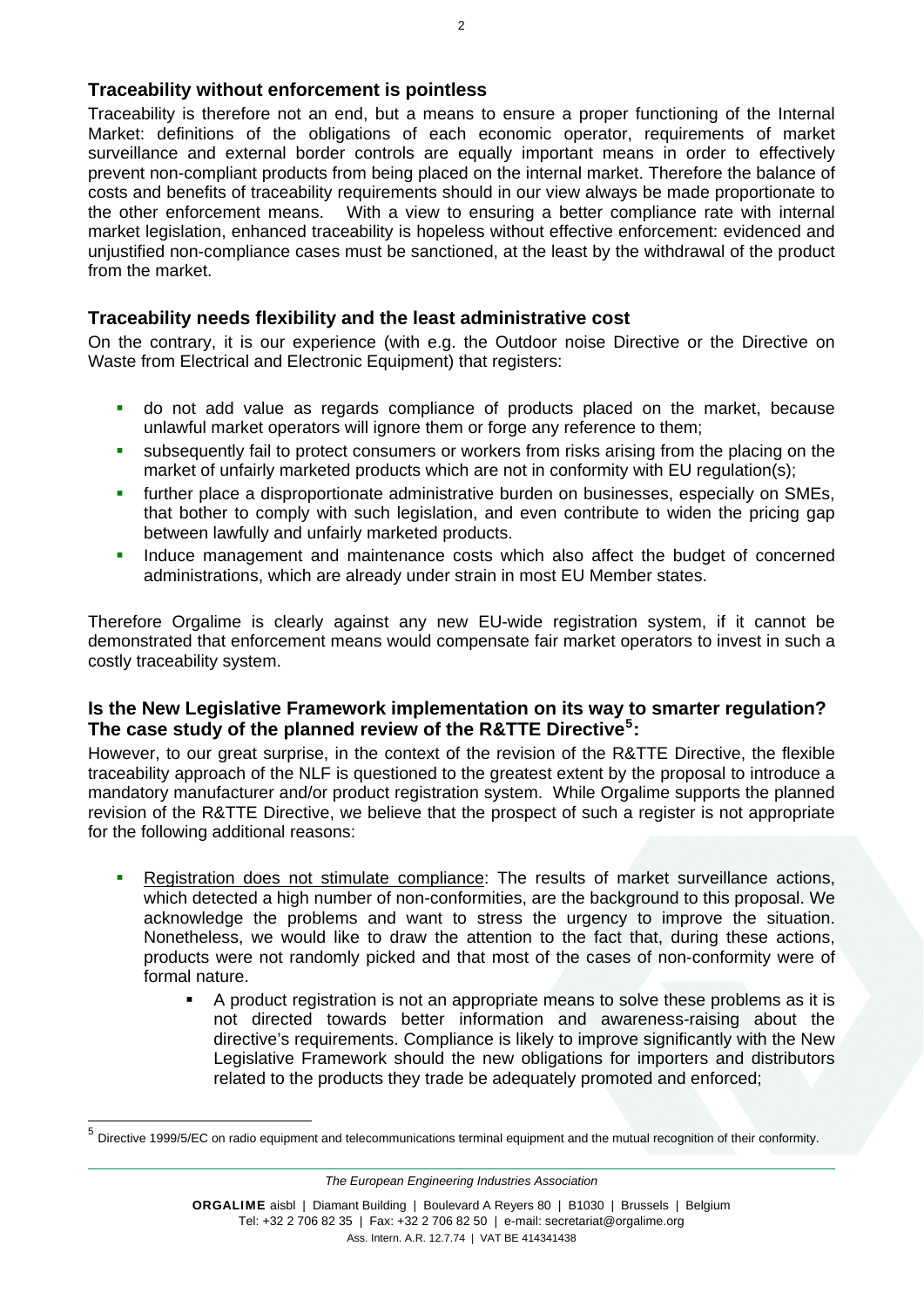## Traceability without enforcement is pointless

Traceability is therefore not an end, but a means to ensure a proper functioning of the Internal Market: definitions of the obligations of each economic operator, requirements of market surveillance and external border controls are equally important means in order to effectively prevent non-compliant products from being placed on the internal market. Therefore the balance of costs and benefits of traceability requirements should in our view always be made proportionate to the other enforcement means. With a view to ensuring a better compliance rate with internal market legislation, enhanced traceability is hopeless without effective enforcement: evidenced and unjustified non-compliance cases must be sanctioned, at the least by the withdrawal of the product from the market.

## Traceability needs flexibility and the least administrative cost

On the contrary, it is our experience (with e.g. the Outdoor noise Directive or the Directive on Waste from Electrical and Electronic Equipment) that registers:

- do not add value as regards compliance of products placed on the market, because unlawful market operators will ignore them or forge any reference to them;
- subsequently fail to protect consumers or workers from risks arising from the placing on the market of unfairly marketed products which are not in conformity with EU regulation(s);
- further place a disproportionate administrative burden on businesses, especially on SMEs, that bother to comply with such legislation, and even contribute to widen the pricing gap between lawfully and unfairly marketed products.
- Induce management and maintenance costs which also affect the budget of concerned administrations, which are already under strain in most EU Member states.

Therefore Orgalime is clearly against any new EU-wide registration system, if it cannot be demonstrated that enforcement means would compensate fair market operators to invest in such a costly traceability system.

## Is the New Legislative Framework implementation on its way to smarter regulation? The case study of the planned review of the R&TTE Directive[5]:

However, to our great surprise, in the context of the revision of the R&TTE Directive, the flexible traceability approach of the NLF is questioned to the greatest extent by the proposal to introduce a mandatory manufacturer and/or product registration system. While Orgalime supports the planned revision of the R&TTE Directive, we believe that the prospect of such a register is not appropriate for the following additional reasons:

- Registration does not stimulate compliance: The results of market surveillance actions, which detected a high number of non-conformities, are the background to this proposal. We acknowledge the problems and want to stress the urgency to improve the situation. Nonetheless, we would like to draw the attention to the fact that, during these actions, products were not randomly picked and that most of the cases of non-conformity were of formal nature.
  - A product registration is not an appropriate means to solve these problems as it is not directed towards better information and awareness-raising about the directive's requirements. Compliance is likely to improve significantly with the New Legislative Framework should the new obligations for importers and distributors related to the products they trade be adequately promoted and enforced;

[5] Directive 1999/5/EC on radio equipment and telecommunications terminal equipment and the mutual recognition of their conformity.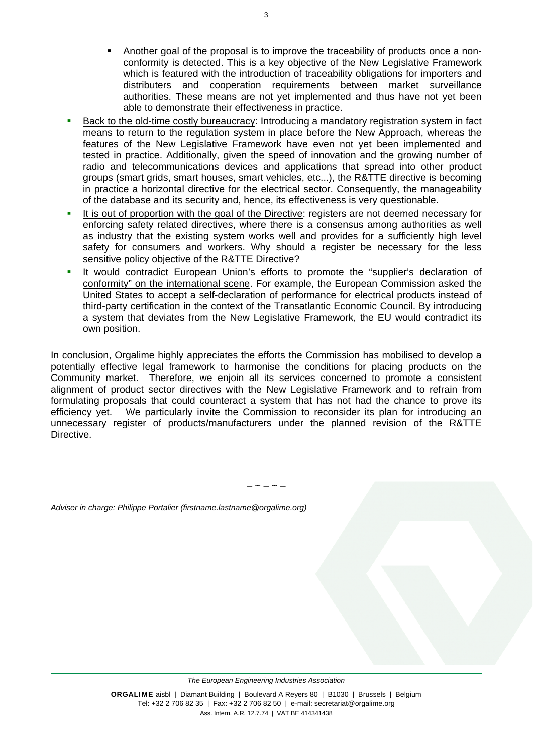- Another goal of the proposal is to improve the traceability of products once a non-conformity is detected. This is a key objective of the New Legislative Framework which is featured with the introduction of traceability obligations for importers and distributers and cooperation requirements between market surveillance authorities. These means are not yet implemented and thus have not yet been able to demonstrate their effectiveness in practice.
- <u>Back to the old-time costly bureaucracy</u>: Introducing a mandatory registration system in fact means to return to the regulation system in place before the New Approach, whereas the features of the New Legislative Framework have even not yet been implemented and tested in practice. Additionally, given the speed of innovation and the growing number of radio and telecommunications devices and applications that spread into other product groups (smart grids, smart houses, smart vehicles, etc...), the R&TTE directive is becoming in practice a horizontal directive for the electrical sector. Consequently, the manageability of the database and its security and, hence, its effectiveness is very questionable.
- <u>It is out of proportion with the goal of the Directive</u>: registers are not deemed necessary for enforcing safety related directives, where there is a consensus among authorities as well as industry that the existing system works well and provides for a sufficiently high level safety for consumers and workers. Why should a register be necessary for the less sensitive policy objective of the R&TTE Directive?
- <u>It would contradict European Union's efforts to promote the "supplier's declaration of conformity" on the international scene</u>. For example, the European Commission asked the United States to accept a self-declaration of performance for electrical products instead of third-party certification in the context of the Transatlantic Economic Council. By introducing a system that deviates from the New Legislative Framework, the EU would contradict its own position.

In conclusion, Orgalime highly appreciates the efforts the Commission has mobilised to develop a potentially effective legal framework to harmonise the conditions for placing products on the Community market. Therefore, we enjoin all its services concerned to promote a consistent alignment of product sector directives with the New Legislative Framework and to refrain from formulating proposals that could counteract a system that has not had the chance to prove its efficiency yet. We particularly invite the Commission to reconsider its plan for introducing an unnecessary register of products/manufacturers under the planned revision of the R&TTE Directive.

_ ~ _ ~ _

*Adviser in charge: Philippe Portalier (firstname.lastname@orgalime.org)*